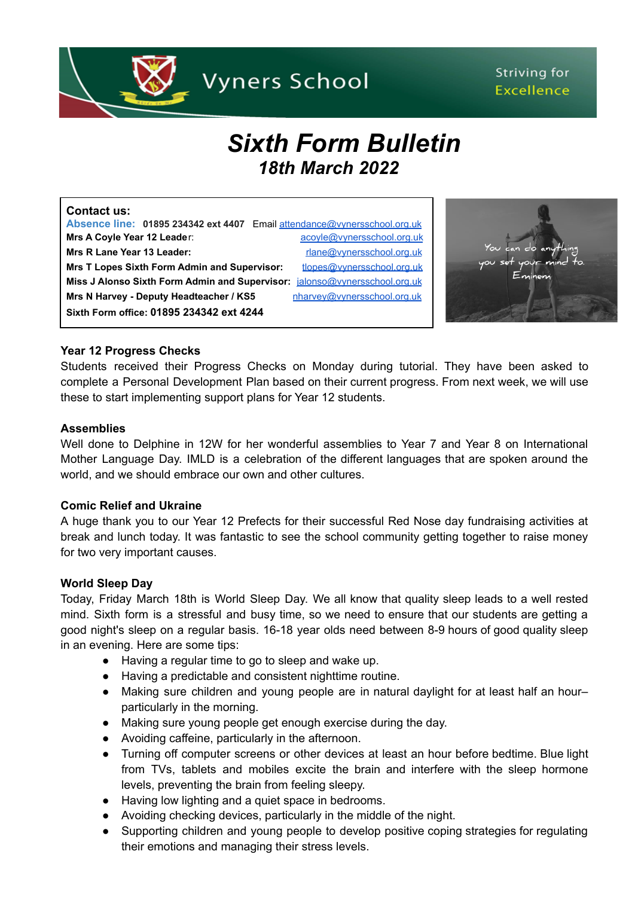Vyners School

Striving for Excellence

# *Sixth Form Bulletin*

## *18th March 2022*

**Contact us:**

**Absence line: 01895 234342 ext 4407** Email attendance@vynersschool.org.uk

**Mrs A Coyle Year 12 Leader**: acoyle@vynersschool.org.uk

**Mrs R Lane Year 13 Leader:** rlane@vynersschool.org.uk

**Mrs T Lopes Sixth Form Admin and Supervisor:** tlopes@vynersschool.org.uk

**Miss J Alonso Sixth Form Admin and Supervisor:** jalonso@vynersschool.org.uk

**Mrs N Harvey - Deputy Headteacher / KS5** nharvey@vynersschool.org.uk

**Sixth Form office: 01895 234342 ext 4244**

You can do anything you set your mind to. Eminem

### Year 12 Progress Checks

Students received their Progress Checks on Monday during tutorial. They have been asked to complete a Personal Development Plan based on their current progress. From next week, we will use these to start implementing support plans for Year 12 students.

### Assemblies

Well done to Delphine in 12W for her wonderful assemblies to Year 7 and Year 8 on International Mother Language Day. IMLD is a celebration of the different languages that are spoken around the world, and we should embrace our own and other cultures.

### Comic Relief and Ukraine

A huge thank you to our Year 12 Prefects for their successful Red Nose day fundraising activities at break and lunch today. It was fantastic to see the school community getting together to raise money for two very important causes.

### World Sleep Day

Today, Friday March 18th is World Sleep Day. We all know that quality sleep leads to a well rested mind. Sixth form is a stressful and busy time, so we need to ensure that our students are getting a good night's sleep on a regular basis. 16-18 year olds need between 8-9 hours of good quality sleep in an evening. Here are some tips:

- Having a regular time to go to sleep and wake up.
- Having a predictable and consistent nighttime routine.
- Making sure children and young people are in natural daylight for at least half an hour– particularly in the morning.
- Making sure young people get enough exercise during the day.
- Avoiding caffeine, particularly in the afternoon.
- Turning off computer screens or other devices at least an hour before bedtime. Blue light from TVs, tablets and mobiles excite the brain and interfere with the sleep hormone levels, preventing the brain from feeling sleepy.
- Having low lighting and a quiet space in bedrooms.
- Avoiding checking devices, particularly in the middle of the night.
- Supporting children and young people to develop positive coping strategies for regulating their emotions and managing their stress levels.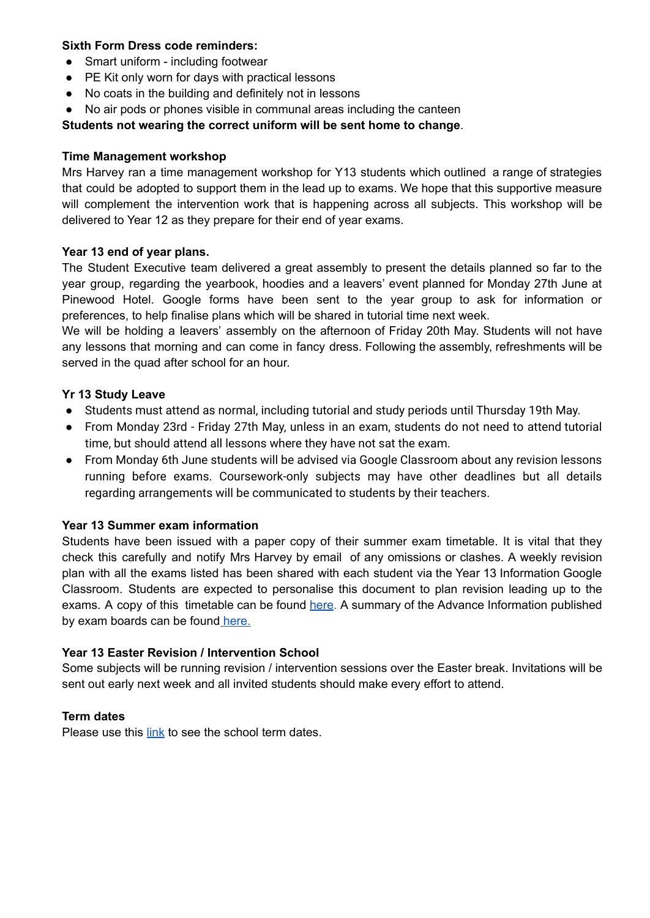**Sixth Form Dress code reminders:**

- Smart uniform - including footwear
- PE Kit only worn for days with practical lessons
- No coats in the building and definitely not in lessons
- No air pods or phones visible in communal areas including the canteen

**Students not wearing the correct uniform will be sent home to change**.

**Time Management workshop**

Mrs Harvey ran a time management workshop for Y13 students which outlined a range of strategies that could be adopted to support them in the lead up to exams. We hope that this supportive measure will complement the intervention work that is happening across all subjects. This workshop will be delivered to Year 12 as they prepare for their end of year exams.

**Year 13 end of year plans.**

The Student Executive team delivered a great assembly to present the details planned so far to the year group, regarding the yearbook, hoodies and a leavers' event planned for Monday 27th June at Pinewood Hotel. Google forms have been sent to the year group to ask for information or preferences, to help finalise plans which will be shared in tutorial time next week.

We will be holding a leavers' assembly on the afternoon of Friday 20th May. Students will not have any lessons that morning and can come in fancy dress. Following the assembly, refreshments will be served in the quad after school for an hour.

**Yr 13 Study Leave**

- Students must attend as normal, including tutorial and study periods until Thursday 19th May.
- From Monday 23rd - Friday 27th May, unless in an exam, students do not need to attend tutorial time, but should attend all lessons where they have not sat the exam.
- From Monday 6th June students will be advised via Google Classroom about any revision lessons running before exams. Coursework-only subjects may have other deadlines but all details regarding arrangements will be communicated to students by their teachers.

**Year 13 Summer exam information**

Students have been issued with a paper copy of their summer exam timetable. It is vital that they check this carefully and notify Mrs Harvey by email of any omissions or clashes. A weekly revision plan with all the exams listed has been shared with each student via the Year 13 Information Google Classroom. Students are expected to personalise this document to plan revision leading up to the exams. A copy of this timetable can be found here. A summary of the Advance Information published by exam boards can be found here.

**Year 13 Easter Revision / Intervention School**

Some subjects will be running revision / intervention sessions over the Easter break. Invitations will be sent out early next week and all invited students should make every effort to attend.

**Term dates**

Please use this link to see the school term dates.